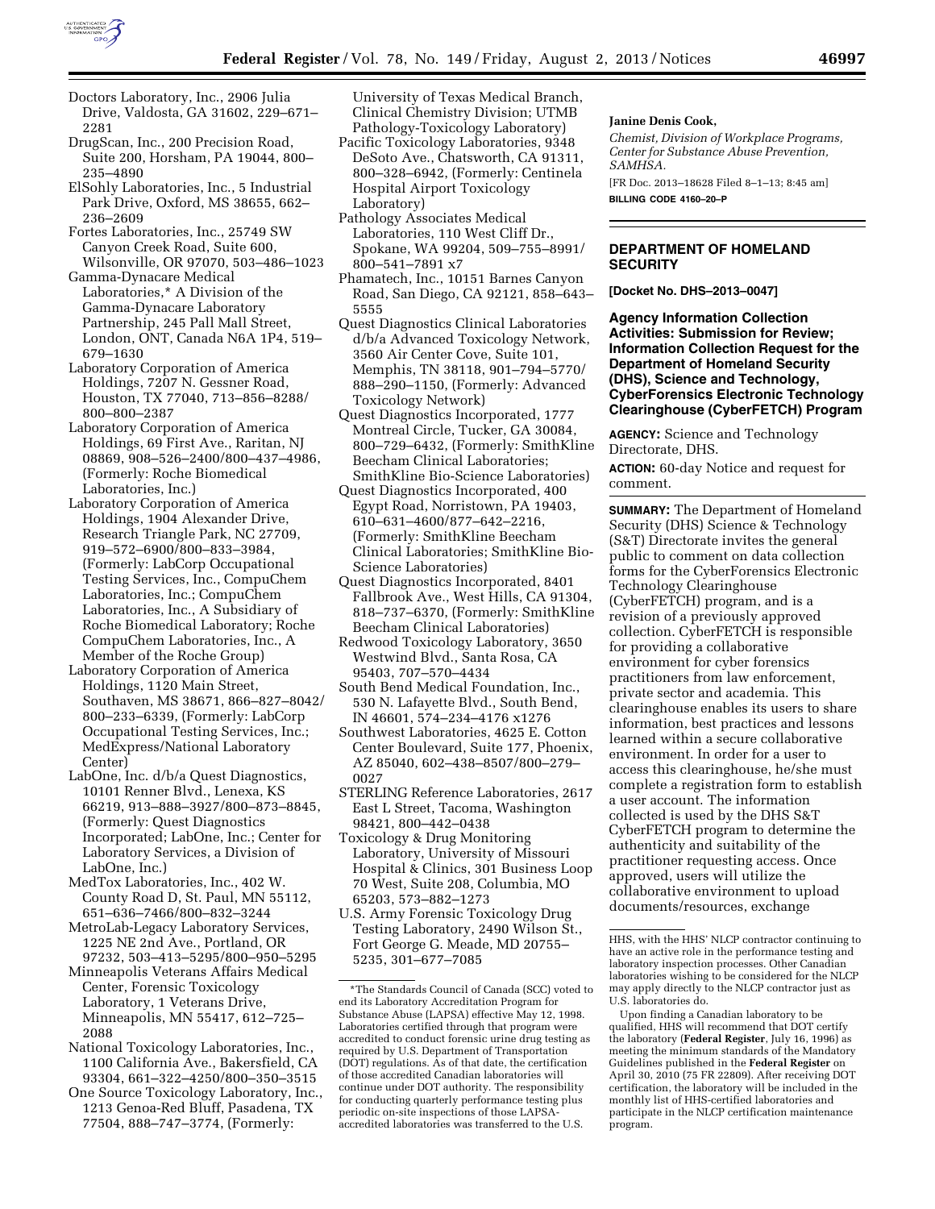Doctors Laboratory, Inc., 2906 Julia Drive, Valdosta, GA 31602, 229–671–2281

DrugScan, Inc., 200 Precision Road, Suite 200, Horsham, PA 19044, 800–235–4890

ElSohly Laboratories, Inc., 5 Industrial Park Drive, Oxford, MS 38655, 662–236–2609

Fortes Laboratories, Inc., 25749 SW Canyon Creek Road, Suite 600, Wilsonville, OR 97070, 503–486–1023

Gamma-Dynacare Medical Laboratories,* A Division of the Gamma-Dynacare Laboratory Partnership, 245 Pall Mall Street, London, ONT, Canada N6A 1P4, 519–679–1630

Laboratory Corporation of America Holdings, 7207 N. Gessner Road, Houston, TX 77040, 713–856–8288/800–800–2387

Laboratory Corporation of America Holdings, 69 First Ave., Raritan, NJ 08869, 908–526–2400/800–437–4986, (Formerly: Roche Biomedical Laboratories, Inc.)

Laboratory Corporation of America Holdings, 1904 Alexander Drive, Research Triangle Park, NC 27709, 919–572–6900/800–833–3984, (Formerly: LabCorp Occupational Testing Services, Inc., CompuChem Laboratories, Inc.; CompuChem Laboratories, Inc., A Subsidiary of Roche Biomedical Laboratory; Roche CompuChem Laboratories, Inc., A Member of the Roche Group)

Laboratory Corporation of America Holdings, 1120 Main Street, Southaven, MS 38671, 866–827–8042/800–233–6339, (Formerly: LabCorp Occupational Testing Services, Inc.; MedExpress/National Laboratory Center)

LabOne, Inc. d/b/a Quest Diagnostics, 10101 Renner Blvd., Lenexa, KS 66219, 913–888–3927/800–873–8845, (Formerly: Quest Diagnostics Incorporated; LabOne, Inc.; Center for Laboratory Services, a Division of LabOne, Inc.)

MedTox Laboratories, Inc., 402 W. County Road D, St. Paul, MN 55112, 651–636–7466/800–832–3244

MetroLab-Legacy Laboratory Services, 1225 NE 2nd Ave., Portland, OR 97232, 503–413–5295/800–950–5295

Minneapolis Veterans Affairs Medical Center, Forensic Toxicology Laboratory, 1 Veterans Drive, Minneapolis, MN 55417, 612–725–2088

National Toxicology Laboratories, Inc., 1100 California Ave., Bakersfield, CA 93304, 661–322–4250/800–350–3515

One Source Toxicology Laboratory, Inc., 1213 Genoa-Red Bluff, Pasadena, TX 77504, 888–747–3774, (Formerly: University of Texas Medical Branch, Clinical Chemistry Division; UTMB Pathology-Toxicology Laboratory)

Pacific Toxicology Laboratories, 9348 DeSoto Ave., Chatsworth, CA 91311, 800–328–6942, (Formerly: Centinela Hospital Airport Toxicology Laboratory)

Pathology Associates Medical Laboratories, 110 West Cliff Dr., Spokane, WA 99204, 509–755–8991/800–541–7891 x7

Phamatech, Inc., 10151 Barnes Canyon Road, San Diego, CA 92121, 858–643–5555

Quest Diagnostics Clinical Laboratories d/b/a Advanced Toxicology Network, 3560 Air Center Cove, Suite 101, Memphis, TN 38118, 901–794–5770/888–290–1150, (Formerly: Advanced Toxicology Network)

Quest Diagnostics Incorporated, 1777 Montreal Circle, Tucker, GA 30084, 800–729–6432, (Formerly: SmithKline Beecham Clinical Laboratories; SmithKline Bio-Science Laboratories)

Quest Diagnostics Incorporated, 400 Egypt Road, Norristown, PA 19403, 610–631–4600/877–642–2216, (Formerly: SmithKline Beecham Clinical Laboratories; SmithKline Bio-Science Laboratories)

Quest Diagnostics Incorporated, 8401 Fallbrook Ave., West Hills, CA 91304, 818–737–6370, (Formerly: SmithKline Beecham Clinical Laboratories)

Redwood Toxicology Laboratory, 3650 Westwind Blvd., Santa Rosa, CA 95403, 707–570–4434

South Bend Medical Foundation, Inc., 530 N. Lafayette Blvd., South Bend, IN 46601, 574–234–4176 x1276

Southwest Laboratories, 4625 E. Cotton Center Boulevard, Suite 177, Phoenix, AZ 85040, 602–438–8507/800–279–0027

STERLING Reference Laboratories, 2617 East L Street, Tacoma, Washington 98421, 800–442–0438

Toxicology & Drug Monitoring Laboratory, University of Missouri Hospital & Clinics, 301 Business Loop 70 West, Suite 208, Columbia, MO 65203, 573–882–1273

U.S. Army Forensic Toxicology Drug Testing Laboratory, 2490 Wilson St., Fort George G. Meade, MD 20755–5235, 301–677–7085

\*The Standards Council of Canada (SCC) voted to end its Laboratory Accreditation Program for Substance Abuse (LAPSA) effective May 12, 1998. Laboratories certified through that program were accredited to conduct forensic urine drug testing as required by U.S. Department of Transportation (DOT) regulations. As of that date, the certification of those accredited Canadian laboratories will continue under DOT authority. The responsibility for conducting quarterly performance testing plus periodic on-site inspections of those LAPSA-accredited laboratories was transferred to the U.S. HHS, with the HHS' NLCP contractor continuing to have an active role in the performance testing and laboratory inspection processes. Other Canadian laboratories wishing to be considered for the NLCP may apply directly to the NLCP contractor just as U.S. laboratories do.

Upon finding a Canadian laboratory to be qualified, HHS will recommend that DOT certify the laboratory (**Federal Register**, July 16, 1996) as meeting the minimum standards of the Mandatory Guidelines published in the **Federal Register** on April 30, 2010 (75 FR 22809). After receiving DOT certification, the laboratory will be included in the monthly list of HHS-certified laboratories and participate in the NLCP certification maintenance program.

**Janine Denis Cook,**

*Chemist, Division of Workplace Programs, Center for Substance Abuse Prevention, SAMHSA.*

[FR Doc. 2013–18628 Filed 8–1–13; 8:45 am]

**BILLING CODE 4160–20–P**

## DEPARTMENT OF HOMELAND SECURITY

**[Docket No. DHS–2013–0047]**

### Agency Information Collection Activities: Submission for Review; Information Collection Request for the Department of Homeland Security (DHS), Science and Technology, CyberForensics Electronic Technology Clearinghouse (CyberFETCH) Program

**AGENCY:** Science and Technology Directorate, DHS.

**ACTION:** 60-day Notice and request for comment.

**SUMMARY:** The Department of Homeland Security (DHS) Science & Technology (S&T) Directorate invites the general public to comment on data collection forms for the CyberForensics Electronic Technology Clearinghouse (CyberFETCH) program, and is a revision of a previously approved collection. CyberFETCH is responsible for providing a collaborative environment for cyber forensics practitioners from law enforcement, private sector and academia. This clearinghouse enables its users to share information, best practices and lessons learned within a secure collaborative environment. In order for a user to access this clearinghouse, he/she must complete a registration form to establish a user account. The information collected is used by the DHS S&T CyberFETCH program to determine the authenticity and suitability of the practitioner requesting access. Once approved, users will utilize the collaborative environment to upload documents/resources, exchange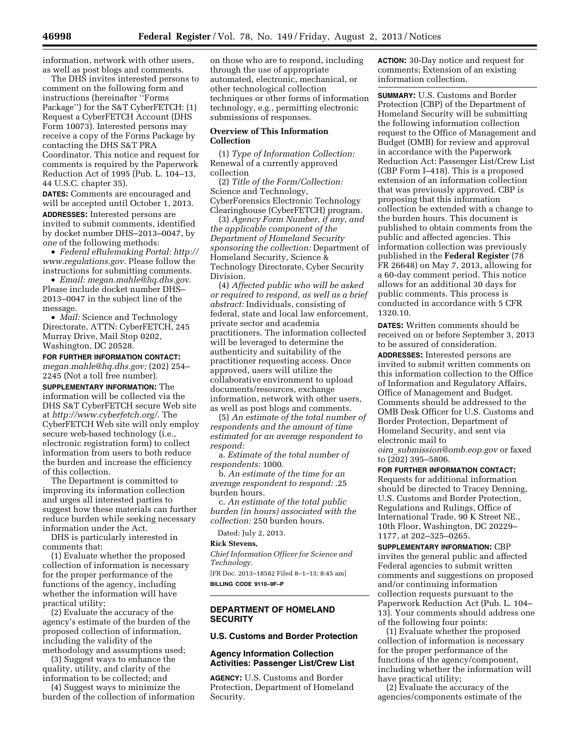information, network with other users, as well as post blogs and comments.

The DHS invites interested persons to comment on the following form and instructions (hereinafter ''Forms Package'') for the S&T CyberFETCH: (1) Request a CyberFETCH Account (DHS Form 10073). Interested persons may receive a copy of the Forms Package by contacting the DHS S&T PRA Coordinator. This notice and request for comments is required by the Paperwork Reduction Act of 1995 (Pub. L. 104–13, 44 U.S.C. chapter 35).

**DATES:** Comments are encouraged and will be accepted until October 1, 2013.

**ADDRESSES:** Interested persons are invited to submit comments, identified by docket number DHS–2013–0047, by *one* of the following methods:

- *Federal eRulemaking Portal: http://www.regulations.gov*. Please follow the instructions for submitting comments.
- *Email: megan.mahle@hq.dhs.gov*. Please include docket number DHS–2013–0047 in the subject line of the message.
- *Mail:* Science and Technology Directorate, ATTN: CyberFETCH, 245 Murray Drive, Mail Stop 0202, Washington, DC 20528.

**FOR FURTHER INFORMATION CONTACT:** *megan.mahle@hq.dhs.gov;* (202) 254–2245 (Not a toll free number).

**SUPPLEMENTARY INFORMATION:** The information will be collected via the DHS S&T CyberFETCH secure Web site at *http://www.cyberfetch.org/*. The CyberFETCH Web site will only employ secure web-based technology (i.e., electronic registration form) to collect information from users to both reduce the burden and increase the efficiency of this collection.

The Department is committed to improving its information collection and urges all interested parties to suggest how these materials can further reduce burden while seeking necessary information under the Act.

DHS is particularly interested in comments that:

(1) Evaluate whether the proposed collection of information is necessary for the proper performance of the functions of the agency, including whether the information will have practical utility;

(2) Evaluate the accuracy of the agency's estimate of the burden of the proposed collection of information, including the validity of the methodology and assumptions used;

(3) Suggest ways to enhance the quality, utility, and clarity of the information to be collected; and

(4) Suggest ways to minimize the burden of the collection of information on those who are to respond, including through the use of appropriate automated, electronic, mechanical, or other technological collection techniques or other forms of information technology, e.g., permitting electronic submissions of responses.

**Overview of This Information Collection**

(1) *Type of Information Collection:* Renewal of a currently approved collection

(2) *Title of the Form/Collection:* Science and Technology, CyberForensics Electronic Technology Clearinghouse (CyberFETCH) program.

(3) *Agency Form Number, if any, and the applicable component of the Department of Homeland Security sponsoring the collection:* Department of Homeland Security, Science & Technology Directorate, Cyber Security Division.

(4) *Affected public who will be asked or required to respond, as well as a brief abstract:* Individuals, consisting of federal, state and local law enforcement, private sector and academia practitioners. The information collected will be leveraged to determine the authenticity and suitability of the practitioner requesting access. Once approved, users will utilize the collaborative environment to upload documents/resources, exchange information, network with other users, as well as post blogs and comments.

(5) *An estimate of the total number of respondents and the amount of time estimated for an average respondent to respond:*

a. *Estimate of the total number of respondents:* 1000.

b. *An estimate of the time for an average respondent to respond:* .25 burden hours.

c. *An estimate of the total public burden (in hours) associated with the collection:* 250 burden hours.

Dated: July 2, 2013.

**Rick Stevens,**

*Chief Information Officer for Science and Technology.*

[FR Doc. 2013–18582 Filed 8–1–13; 8:45 am]

**BILLING CODE 9110–9F–P**

## DEPARTMENT OF HOMELAND SECURITY

### U.S. Customs and Border Protection

### Agency Information Collection Activities: Passenger List/Crew List

**AGENCY:** U.S. Customs and Border Protection, Department of Homeland Security.

**ACTION:** 30-Day notice and request for comments; Extension of an existing information collection.

**SUMMARY:** U.S. Customs and Border Protection (CBP) of the Department of Homeland Security will be submitting the following information collection request to the Office of Management and Budget (OMB) for review and approval in accordance with the Paperwork Reduction Act: Passenger List/Crew List (CBP Form I–418). This is a proposed extension of an information collection that was previously approved. CBP is proposing that this information collection be extended with a change to the burden hours. This document is published to obtain comments from the public and affected agencies. This information collection was previously published in the **Federal Register** (78 FR 26648) on May 7, 2013, allowing for a 60-day comment period. This notice allows for an additional 30 days for public comments. This process is conducted in accordance with 5 CFR 1320.10.

**DATES:** Written comments should be received on or before September 3, 2013 to be assured of consideration.

**ADDRESSES:** Interested persons are invited to submit written comments on this information collection to the Office of Information and Regulatory Affairs, Office of Management and Budget. Comments should be addressed to the OMB Desk Officer for U.S. Customs and Border Protection, Department of Homeland Security, and sent via electronic mail to *oira_submission@omb.eop.gov* or faxed to (202) 395–5806.

**FOR FURTHER INFORMATION CONTACT:** Requests for additional information should be directed to Tracey Denning, U.S. Customs and Border Protection, Regulations and Rulings, Office of International Trade, 90 K Street NE., 10th Floor, Washington, DC 20229–1177, at 202–325–0265.

**SUPPLEMENTARY INFORMATION:** CBP invites the general public and affected Federal agencies to submit written comments and suggestions on proposed and/or continuing information collection requests pursuant to the Paperwork Reduction Act (Pub. L. 104–13). Your comments should address one of the following four points:

(1) Evaluate whether the proposed collection of information is necessary for the proper performance of the functions of the agency/component, including whether the information will have practical utility;

(2) Evaluate the accuracy of the agencies/components estimate of the